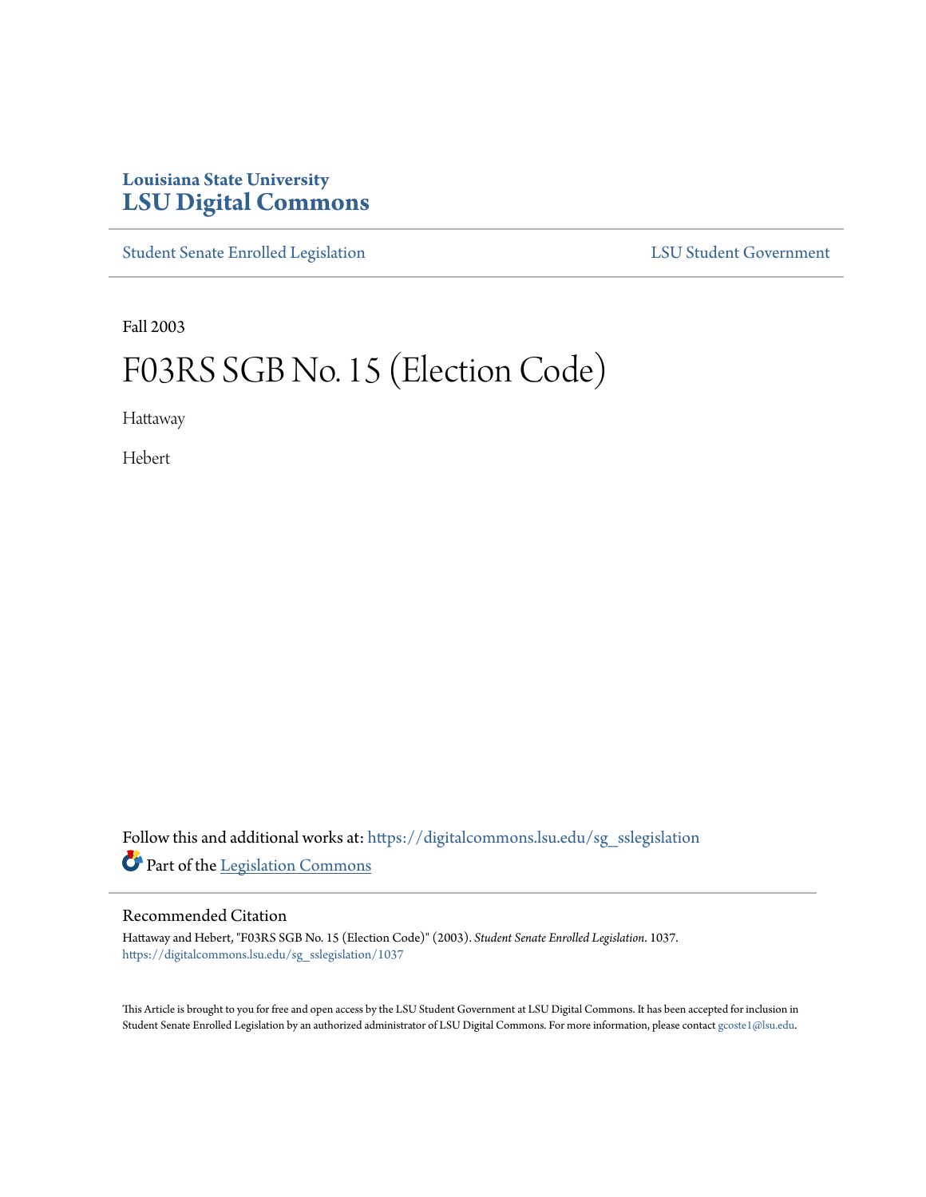Louisiana State University

# LSU Digital Commons

Student Senate Enrolled Legislation | LSU Student Government

Fall 2003

# F03RS SGB No. 15 (Election Code)

Hattaway

Hebert

Follow this and additional works at: https://digitalcommons.lsu.edu/sg_sslegislation

Part of the Legislation Commons

## Recommended Citation

Hattaway and Hebert, "F03RS SGB No. 15 (Election Code)" (2003). *Student Senate Enrolled Legislation*. 1037.
https://digitalcommons.lsu.edu/sg_sslegislation/1037

This Article is brought to you for free and open access by the LSU Student Government at LSU Digital Commons. It has been accepted for inclusion in Student Senate Enrolled Legislation by an authorized administrator of LSU Digital Commons. For more information, please contact gcoste1@lsu.edu.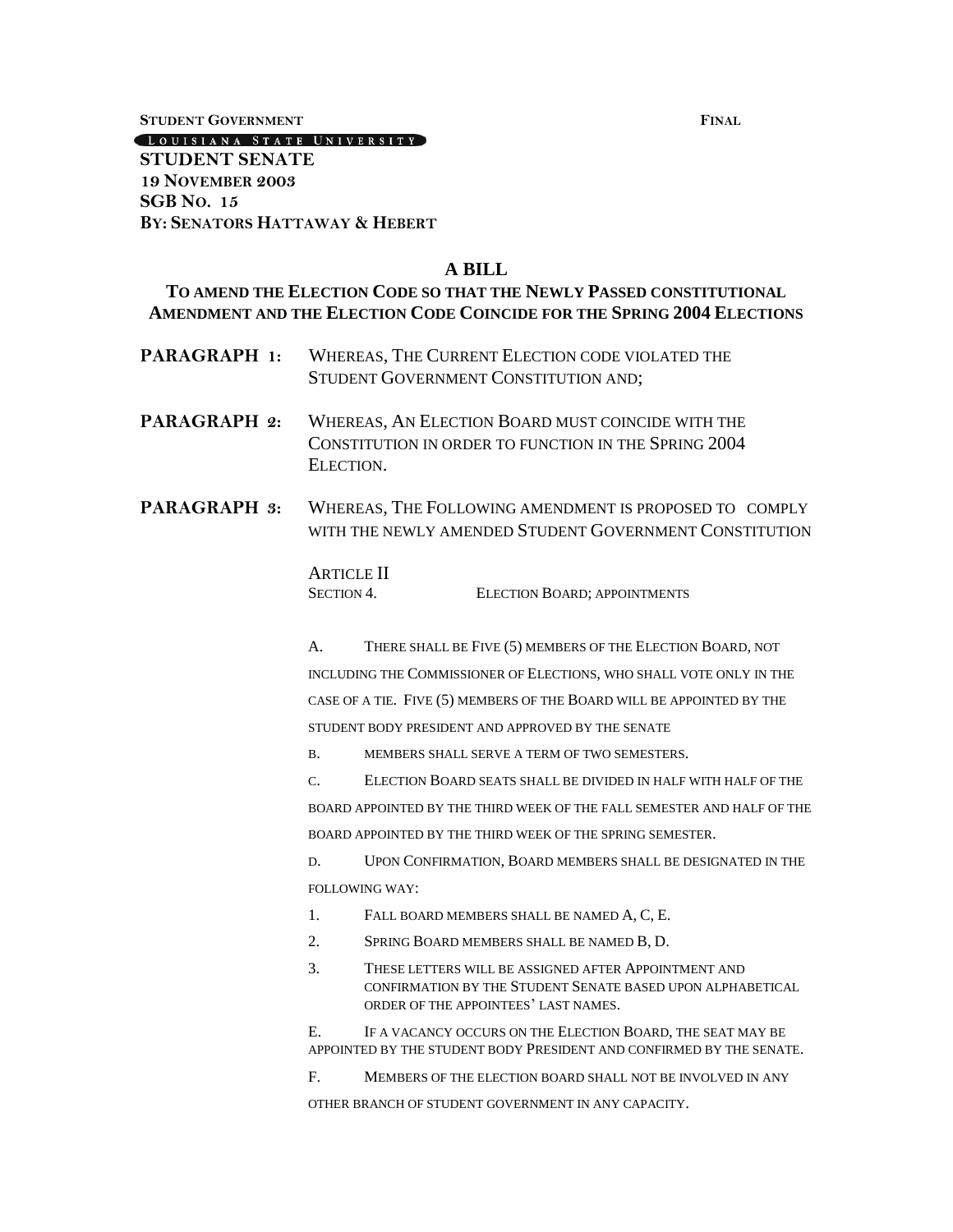**STUDENT GOVERNMENT** **FINAL**

LOUISIANA STATE UNIVERSITY

**STUDENT SENATE**
**19 NOVEMBER 2003**
**SGB NO. 15**
**BY: SENATORS HATTAWAY & HEBERT**

## A BILL

### TO AMEND THE ELECTION CODE SO THAT THE NEWLY PASSED CONSTITUTIONAL AMENDMENT AND THE ELECTION CODE COINCIDE FOR THE SPRING 2004 ELECTIONS

**PARAGRAPH 1:** WHEREAS, THE CURRENT ELECTION CODE VIOLATED THE STUDENT GOVERNMENT CONSTITUTION AND;

**PARAGRAPH 2:** WHEREAS, AN ELECTION BOARD MUST COINCIDE WITH THE CONSTITUTION IN ORDER TO FUNCTION IN THE SPRING 2004 ELECTION.

**PARAGRAPH 3:** WHEREAS, THE FOLLOWING AMENDMENT IS PROPOSED TO COMPLY WITH THE NEWLY AMENDED STUDENT GOVERNMENT CONSTITUTION

ARTICLE II
SECTION 4. ELECTION BOARD; APPOINTMENTS

A. THERE SHALL BE FIVE (5) MEMBERS OF THE ELECTION BOARD, NOT INCLUDING THE COMMISSIONER OF ELECTIONS, WHO SHALL VOTE ONLY IN THE CASE OF A TIE. FIVE (5) MEMBERS OF THE BOARD WILL BE APPOINTED BY THE STUDENT BODY PRESIDENT AND APPROVED BY THE SENATE

B. MEMBERS SHALL SERVE A TERM OF TWO SEMESTERS.

C. ELECTION BOARD SEATS SHALL BE DIVIDED IN HALF WITH HALF OF THE BOARD APPOINTED BY THE THIRD WEEK OF THE FALL SEMESTER AND HALF OF THE BOARD APPOINTED BY THE THIRD WEEK OF THE SPRING SEMESTER.

D. UPON CONFIRMATION, BOARD MEMBERS SHALL BE DESIGNATED IN THE FOLLOWING WAY:

1. FALL BOARD MEMBERS SHALL BE NAMED A, C, E.
2. SPRING BOARD MEMBERS SHALL BE NAMED B, D.
3. THESE LETTERS WILL BE ASSIGNED AFTER APPOINTMENT AND CONFIRMATION BY THE STUDENT SENATE BASED UPON ALPHABETICAL ORDER OF THE APPOINTEES' LAST NAMES.

E. IF A VACANCY OCCURS ON THE ELECTION BOARD, THE SEAT MAY BE APPOINTED BY THE STUDENT BODY PRESIDENT AND CONFIRMED BY THE SENATE.

F. MEMBERS OF THE ELECTION BOARD SHALL NOT BE INVOLVED IN ANY OTHER BRANCH OF STUDENT GOVERNMENT IN ANY CAPACITY.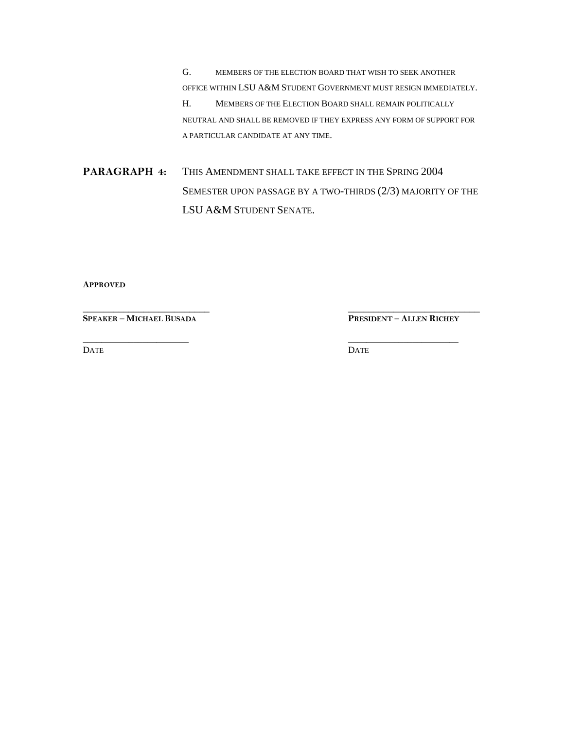G. MEMBERS OF THE ELECTION BOARD THAT WISH TO SEEK ANOTHER OFFICE WITHIN LSU A&M STUDENT GOVERNMENT MUST RESIGN IMMEDIATELY.

H. MEMBERS OF THE ELECTION BOARD SHALL REMAIN POLITICALLY NEUTRAL AND SHALL BE REMOVED IF THEY EXPRESS ANY FORM OF SUPPORT FOR A PARTICULAR CANDIDATE AT ANY TIME.

**PARAGRAPH 4:** THIS AMENDMENT SHALL TAKE EFFECT IN THE SPRING 2004 SEMESTER UPON PASSAGE BY A TWO-THIRDS (2/3) MAJORITY OF THE LSU A&M STUDENT SENATE.

**APPROVED**

___________________________
**SPEAKER – MICHAEL BUSADA**

___________________________
DATE

___________________________
**PRESIDENT – ALLEN RICHEY**

___________________________
DATE